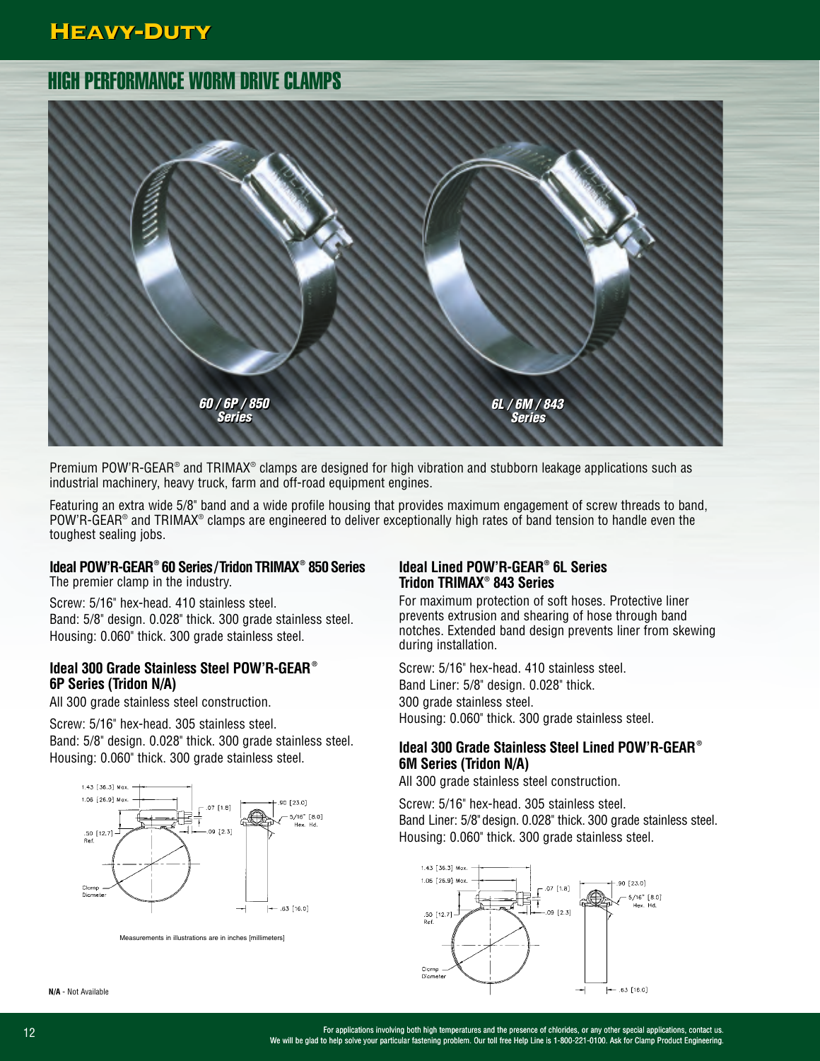# HEAVY-DUTY

## HIGH PERFORMANCE WORM DRIVE CLAMPS

*60 / 6P / 850 Series*

*6L / 6M / 843 Series*

Premium POW'R-GEAR® and TRIMAX® clamps are designed for high vibration and stubborn leakage applications such as industrial machinery, heavy truck, farm and off-road equipment engines.

Featuring an extra wide 5/8" band and a wide profile housing that provides maximum engagement of screw threads to band, POW'R-GEAR® and TRIMAX® clamps are engineered to deliver exceptionally high rates of band tension to handle even the toughest sealing jobs.

### Ideal POW'R-GEAR® 60 Series/Tridon TRIMAX® 850 Series

The premier clamp in the industry.

Screw: 5/16" hex-head. 410 stainless steel.
Band: 5/8" design. 0.028" thick. 300 grade stainless steel.
Housing: 0.060" thick. 300 grade stainless steel.

### Ideal 300 Grade Stainless Steel POW'R-GEAR® 6P Series (Tridon N/A)

All 300 grade stainless steel construction.

Screw: 5/16" hex-head. 305 stainless steel.
Band: 5/8" design. 0.028" thick. 300 grade stainless steel.
Housing: 0.060" thick. 300 grade stainless steel.

1.43 [36.3] Max.
1.06 [26.9] Max.
.07 [1.8]
.09 [2.3]
.50 [12.7] Ref.
.90 [23.0]
5/16" [8.0] Hex. Hd.
Clamp Diameter
.63 [16.0]

Measurements in illustrations are in inches [millimeters]

### Ideal Lined POW'R-GEAR® 6L Series Tridon TRIMAX® 843 Series

For maximum protection of soft hoses. Protective liner prevents extrusion and shearing of hose through band notches. Extended band design prevents liner from skewing during installation.

Screw: 5/16" hex-head. 410 stainless steel.
Band Liner: 5/8" design. 0.028" thick.
300 grade stainless steel.
Housing: 0.060" thick. 300 grade stainless steel.

### Ideal 300 Grade Stainless Steel Lined POW'R-GEAR® 6M Series (Tridon N/A)

All 300 grade stainless steel construction.

Screw: 5/16" hex-head. 305 stainless steel.
Band Liner: 5/8" design. 0.028" thick. 300 grade stainless steel.
Housing: 0.060" thick. 300 grade stainless steel.

1.43 [36.3] Max.
1.06 [26.9] Max.
.07 [1.8]
.09 [2.3]
.50 [12.7] Ref.
.90 [23.0]
5/16" [8.0] Hex. Hd.
Clamp Diameter
.63 [16.0]

**N/A** - Not Available

For applications involving both high temperatures and the presence of chlorides, or any other special applications, contact us.
We will be glad to help solve your particular fastening problem. Our toll free Help Line is 1-800-221-0100. Ask for Clamp Product Engineering.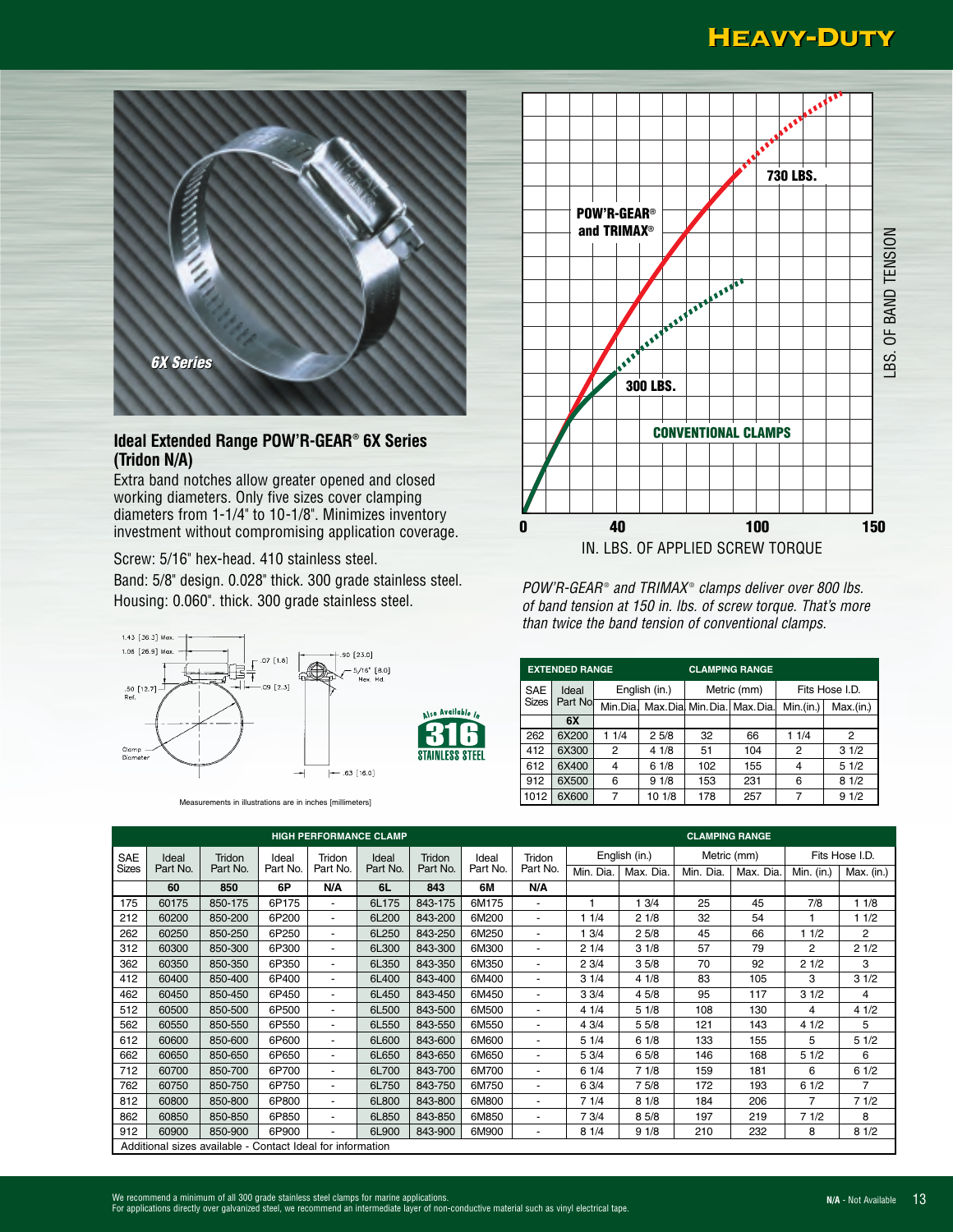# Heavy-Duty

6X Series

## Ideal Extended Range POW'R-GEAR® 6X Series (Tridon N/A)

Extra band notches allow greater opened and closed working diameters. Only five sizes cover clamping diameters from 1-1/4" to 10-1/8". Minimizes inventory investment without compromising application coverage.

Screw: 5/16" hex-head. 410 stainless steel.

Band: 5/8" design. 0.028" thick. 300 grade stainless steel.

Housing: 0.060". thick. 300 grade stainless steel.

1.43 [36.3] Max.
1.06 [26.9] Max.
.07 [1.8]
.09 [2.3]
.50 [12.7] Ref.
Clamp Diameter
.90 [23.0]
5/16" [8.0] Hex. Hd.
.63 [16.0]

Measurements in illustrations are in inches [millimeters]

Also Available In 316 STAINLESS STEEL

POW'R-GEAR® and TRIMAX®
730 LBS.
300 LBS.
CONVENTIONAL CLAMPS
LBS. OF BAND TENSION
0
40
100
150
IN. LBS. OF APPLIED SCREW TORQUE

*POW'R-GEAR® and TRIMAX® clamps deliver over 800 lbs. of band tension at 150 in. lbs. of screw torque. That's more than twice the band tension of conventional clamps.*

| EXTENDED RANGE | | CLAMPING RANGE | | | | | |
|---|---|---|---|---|---|---|---|
| SAE Sizes | Ideal Part No | English (in.) | | Metric (mm) | | Fits Hose I.D. | |
| | | Min.Dia. | Max.Dia. | Min.Dia. | Max.Dia. | Min.(in.) | Max.(in.) |
| | 6X | | | | | | |
| 262 | 6X200 | 1 1/4 | 2 5/8 | 32 | 66 | 1 1/4 | 2 |
| 412 | 6X300 | 2 | 4 1/8 | 51 | 104 | 2 | 3 1/2 |
| 612 | 6X400 | 4 | 6 1/8 | 102 | 155 | 4 | 5 1/2 |
| 912 | 6X500 | 6 | 9 1/8 | 153 | 231 | 6 | 8 1/2 |
| 1012 | 6X600 | 7 | 10 1/8 | 178 | 257 | 7 | 9 1/2 |

| HIGH PERFORMANCE CLAMP | | | | | | | | | CLAMPING RANGE | | | | | |
|---|---|---|---|---|---|---|---|---|---|---|---|---|---|---|
| SAE Sizes | Ideal Part No. | Tridon Part No. | Ideal Part No. | Tridon Part No. | Ideal Part No. | Tridon Part No. | Ideal Part No. | Tridon Part No. | English (in.) | | Metric (mm) | | Fits Hose I.D. | |
| | | | | | | | | | Min. Dia. | Max. Dia. | Min. Dia. | Max. Dia. | Min. (in.) | Max. (in.) |
| | 60 | 850 | 6P | N/A | 6L | 843 | 6M | N/A | | | | | | |
| 175 | 60175 | 850-175 | 6P175 | - | 6L175 | 843-175 | 6M175 | - | 1 | 1 3/4 | 25 | 45 | 7/8 | 1 1/8 |
| 212 | 60200 | 850-200 | 6P200 | - | 6L200 | 843-200 | 6M200 | - | 1 1/4 | 2 1/8 | 32 | 54 | 1 | 1 1/2 |
| 262 | 60250 | 850-250 | 6P250 | - | 6L250 | 843-250 | 6M250 | - | 1 3/4 | 2 5/8 | 45 | 66 | 1 1/2 | 2 |
| 312 | 60300 | 850-300 | 6P300 | - | 6L300 | 843-300 | 6M300 | - | 2 1/4 | 3 1/8 | 57 | 79 | 2 | 2 1/2 |
| 362 | 60350 | 850-350 | 6P350 | - | 6L350 | 843-350 | 6M350 | - | 2 3/4 | 3 5/8 | 70 | 92 | 2 1/2 | 3 |
| 412 | 60400 | 850-400 | 6P400 | - | 6L400 | 843-400 | 6M400 | - | 3 1/4 | 4 1/8 | 83 | 105 | 3 | 3 1/2 |
| 462 | 60450 | 850-450 | 6P450 | - | 6L450 | 843-450 | 6M450 | - | 3 3/4 | 4 5/8 | 95 | 117 | 3 1/2 | 4 |
| 512 | 60500 | 850-500 | 6P500 | - | 6L500 | 843-500 | 6M500 | - | 4 1/4 | 5 1/8 | 108 | 130 | 4 | 4 1/2 |
| 562 | 60550 | 850-550 | 6P550 | - | 6L550 | 843-550 | 6M550 | - | 4 3/4 | 5 5/8 | 121 | 143 | 4 1/2 | 5 |
| 612 | 60600 | 850-600 | 6P600 | - | 6L600 | 843-600 | 6M600 | - | 5 1/4 | 6 1/8 | 133 | 155 | 5 | 5 1/2 |
| 662 | 60650 | 850-650 | 6P650 | - | 6L650 | 843-650 | 6M650 | - | 5 3/4 | 6 5/8 | 146 | 168 | 5 1/2 | 6 |
| 712 | 60700 | 850-700 | 6P700 | - | 6L700 | 843-700 | 6M700 | - | 6 1/4 | 7 1/8 | 159 | 181 | 6 | 6 1/2 |
| 762 | 60750 | 850-750 | 6P750 | - | 6L750 | 843-750 | 6M750 | - | 6 3/4 | 7 5/8 | 172 | 193 | 6 1/2 | 7 |
| 812 | 60800 | 850-800 | 6P800 | - | 6L800 | 843-800 | 6M800 | - | 7 1/4 | 8 1/8 | 184 | 206 | 7 | 7 1/2 |
| 862 | 60850 | 850-850 | 6P850 | - | 6L850 | 843-850 | 6M850 | - | 7 3/4 | 8 5/8 | 197 | 219 | 7 1/2 | 8 |
| 912 | 60900 | 850-900 | 6P900 | - | 6L900 | 843-900 | 6M900 | - | 8 1/4 | 9 1/8 | 210 | 232 | 8 | 8 1/2 |

Additional sizes available - Contact Ideal for information

We recommend a minimum of all 300 grade stainless steel clamps for marine applications.
For applications directly over galvanized steel, we recommend an intermediate layer of non-conductive material such as vinyl electrical tape.

**N/A** - Not Available